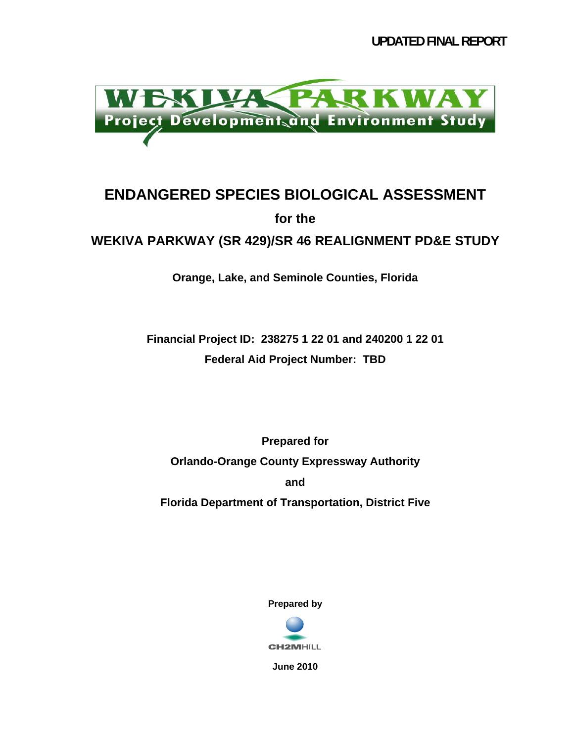UPDATED FINAL REPORT

WEKIVA PARKWAY
Project Development and Environment Study

# ENDANGERED SPECIES BIOLOGICAL ASSESSMENT

**for the**

## WEKIVA PARKWAY (SR 429)/SR 46 REALIGNMENT PD&E STUDY

**Orange, Lake, and Seminole Counties, Florida**

**Financial Project ID: 238275 1 22 01 and 240200 1 22 01**

**Federal Aid Project Number: TBD**

**Prepared for**

**Orlando-Orange County Expressway Authority**

**and**

**Florida Department of Transportation, District Five**

**Prepared by**

CH2MHILL

**June 2010**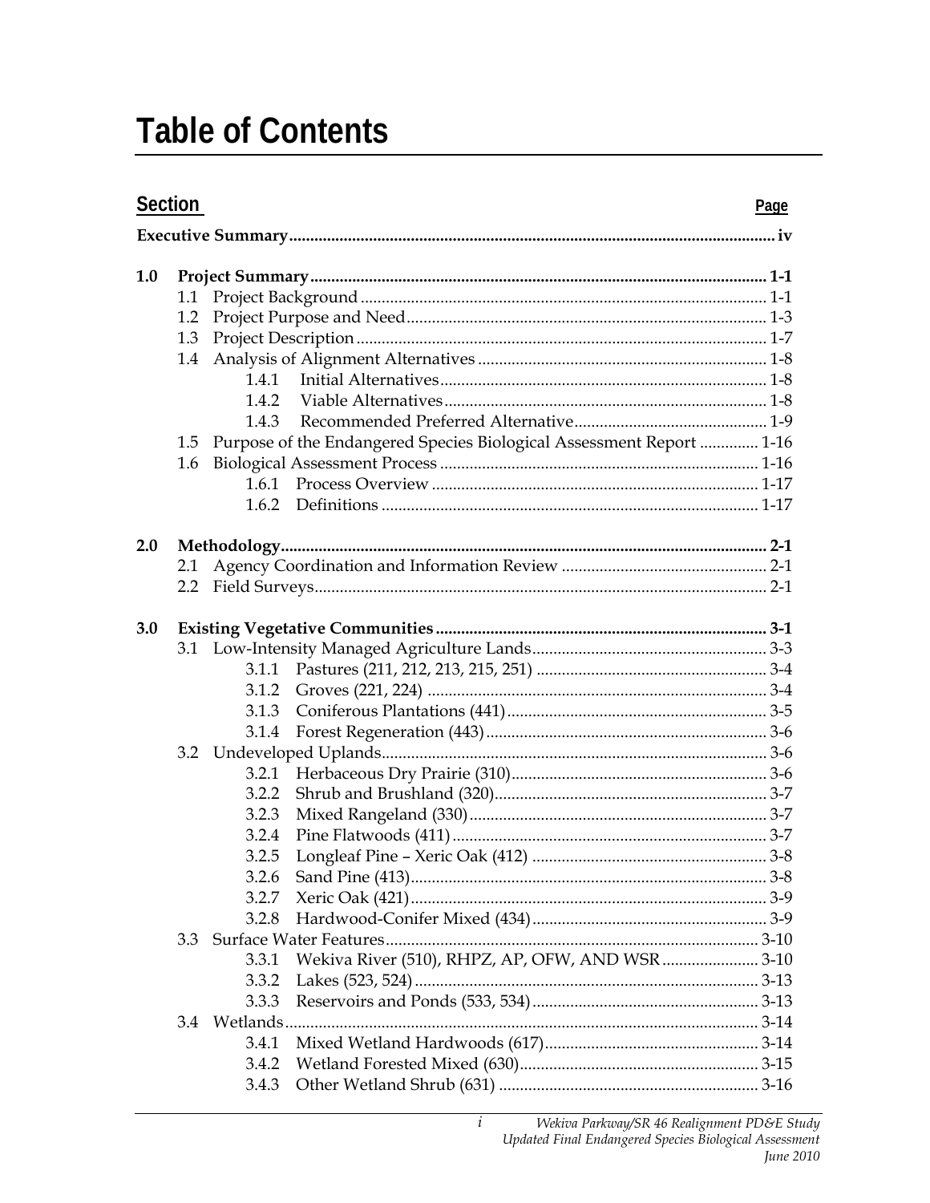# Table of Contents

| Section | | Page |
|---|---|---|
| **Executive Summary** | | **iv** |
| **1.0** | **Project Summary** | **1-1** |
| | 1.1 Project Background | 1-1 |
| | 1.2 Project Purpose and Need | 1-3 |
| | 1.3 Project Description | 1-7 |
| | 1.4 Analysis of Alignment Alternatives | 1-8 |
| | 1.4.1 Initial Alternatives | 1-8 |
| | 1.4.2 Viable Alternatives | 1-8 |
| | 1.4.3 Recommended Preferred Alternative | 1-9 |
| | 1.5 Purpose of the Endangered Species Biological Assessment Report | 1-16 |
| | 1.6 Biological Assessment Process | 1-16 |
| | 1.6.1 Process Overview | 1-17 |
| | 1.6.2 Definitions | 1-17 |
| **2.0** | **Methodology** | **2-1** |
| | 2.1 Agency Coordination and Information Review | 2-1 |
| | 2.2 Field Surveys | 2-1 |
| **3.0** | **Existing Vegetative Communities** | **3-1** |
| | 3.1 Low-Intensity Managed Agriculture Lands | 3-3 |
| | 3.1.1 Pastures (211, 212, 213, 215, 251) | 3-4 |
| | 3.1.2 Groves (221, 224) | 3-4 |
| | 3.1.3 Coniferous Plantations (441) | 3-5 |
| | 3.1.4 Forest Regeneration (443) | 3-6 |
| | 3.2 Undeveloped Uplands | 3-6 |
| | 3.2.1 Herbaceous Dry Prairie (310) | 3-6 |
| | 3.2.2 Shrub and Brushland (320) | 3-7 |
| | 3.2.3 Mixed Rangeland (330) | 3-7 |
| | 3.2.4 Pine Flatwoods (411) | 3-7 |
| | 3.2.5 Longleaf Pine – Xeric Oak (412) | 3-8 |
| | 3.2.6 Sand Pine (413) | 3-8 |
| | 3.2.7 Xeric Oak (421) | 3-9 |
| | 3.2.8 Hardwood-Conifer Mixed (434) | 3-9 |
| | 3.3 Surface Water Features | 3-10 |
| | 3.3.1 Wekiva River (510), RHPZ, AP, OFW, AND WSR | 3-10 |
| | 3.3.2 Lakes (523, 524) | 3-13 |
| | 3.3.3 Reservoirs and Ponds (533, 534) | 3-13 |
| | 3.4 Wetlands | 3-14 |
| | 3.4.1 Mixed Wetland Hardwoods (617) | 3-14 |
| | 3.4.2 Wetland Forested Mixed (630) | 3-15 |
| | 3.4.3 Other Wetland Shrub (631) | 3-16 |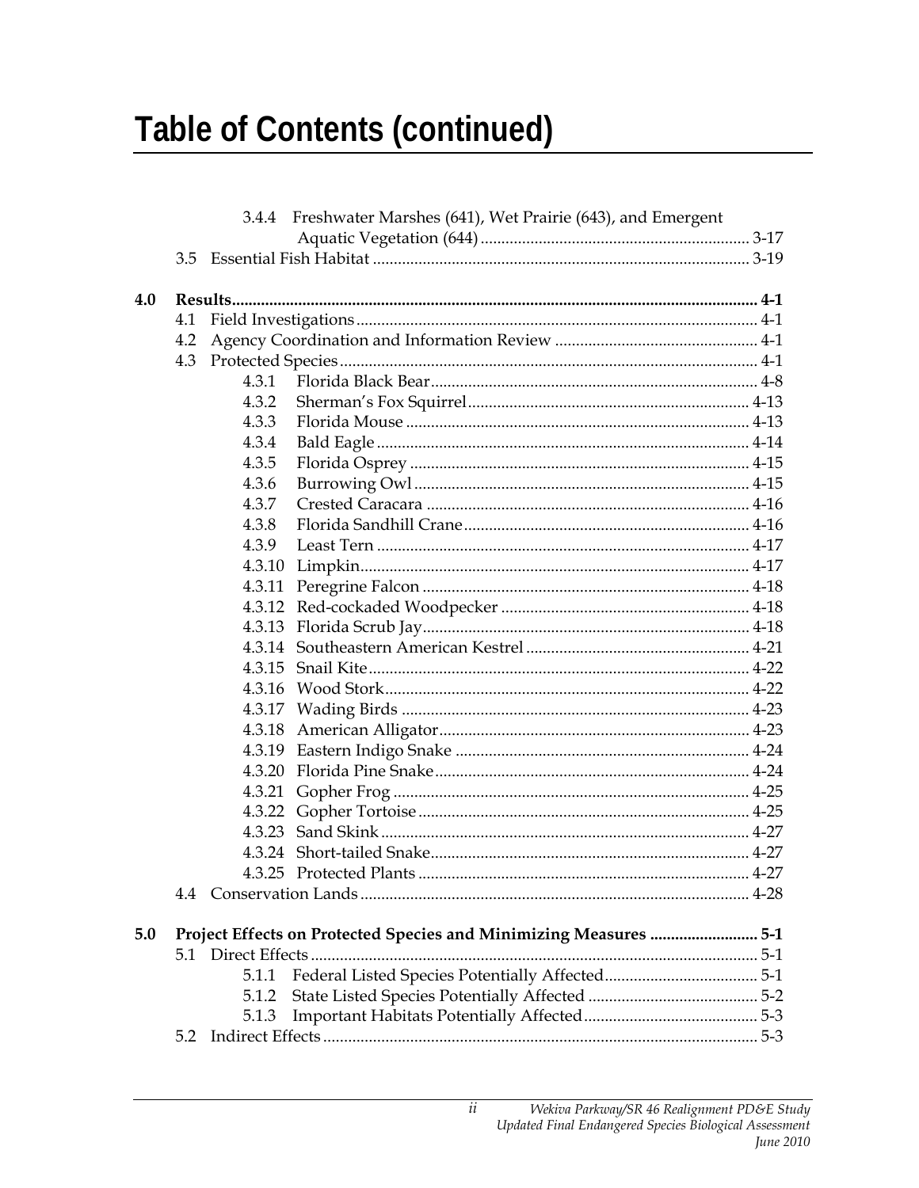# Table of Contents (continued)

3.4.4 Freshwater Marshes (641), Wet Prairie (643), and Emergent Aquatic Vegetation (644) ..... 3-17

3.5 Essential Fish Habitat ..... 3-19

**4.0 Results ..... 4-1**

4.1 Field Investigations ..... 4-1

4.2 Agency Coordination and Information Review ..... 4-1

4.3 Protected Species ..... 4-1

4.3.1 Florida Black Bear ..... 4-8

4.3.2 Sherman's Fox Squirrel ..... 4-13

4.3.3 Florida Mouse ..... 4-13

4.3.4 Bald Eagle ..... 4-14

4.3.5 Florida Osprey ..... 4-15

4.3.6 Burrowing Owl ..... 4-15

4.3.7 Crested Caracara ..... 4-16

4.3.8 Florida Sandhill Crane ..... 4-16

4.3.9 Least Tern ..... 4-17

4.3.10 Limpkin ..... 4-17

4.3.11 Peregrine Falcon ..... 4-18

4.3.12 Red-cockaded Woodpecker ..... 4-18

4.3.13 Florida Scrub Jay ..... 4-18

4.3.14 Southeastern American Kestrel ..... 4-21

4.3.15 Snail Kite ..... 4-22

4.3.16 Wood Stork ..... 4-22

4.3.17 Wading Birds ..... 4-23

4.3.18 American Alligator ..... 4-23

4.3.19 Eastern Indigo Snake ..... 4-24

4.3.20 Florida Pine Snake ..... 4-24

4.3.21 Gopher Frog ..... 4-25

4.3.22 Gopher Tortoise ..... 4-25

4.3.23 Sand Skink ..... 4-27

4.3.24 Short-tailed Snake ..... 4-27

4.3.25 Protected Plants ..... 4-27

4.4 Conservation Lands ..... 4-28

**5.0 Project Effects on Protected Species and Minimizing Measures ..... 5-1**

5.1 Direct Effects ..... 5-1

5.1.1 Federal Listed Species Potentially Affected ..... 5-1

5.1.2 State Listed Species Potentially Affected ..... 5-2

5.1.3 Important Habitats Potentially Affected ..... 5-3

5.2 Indirect Effects ..... 5-3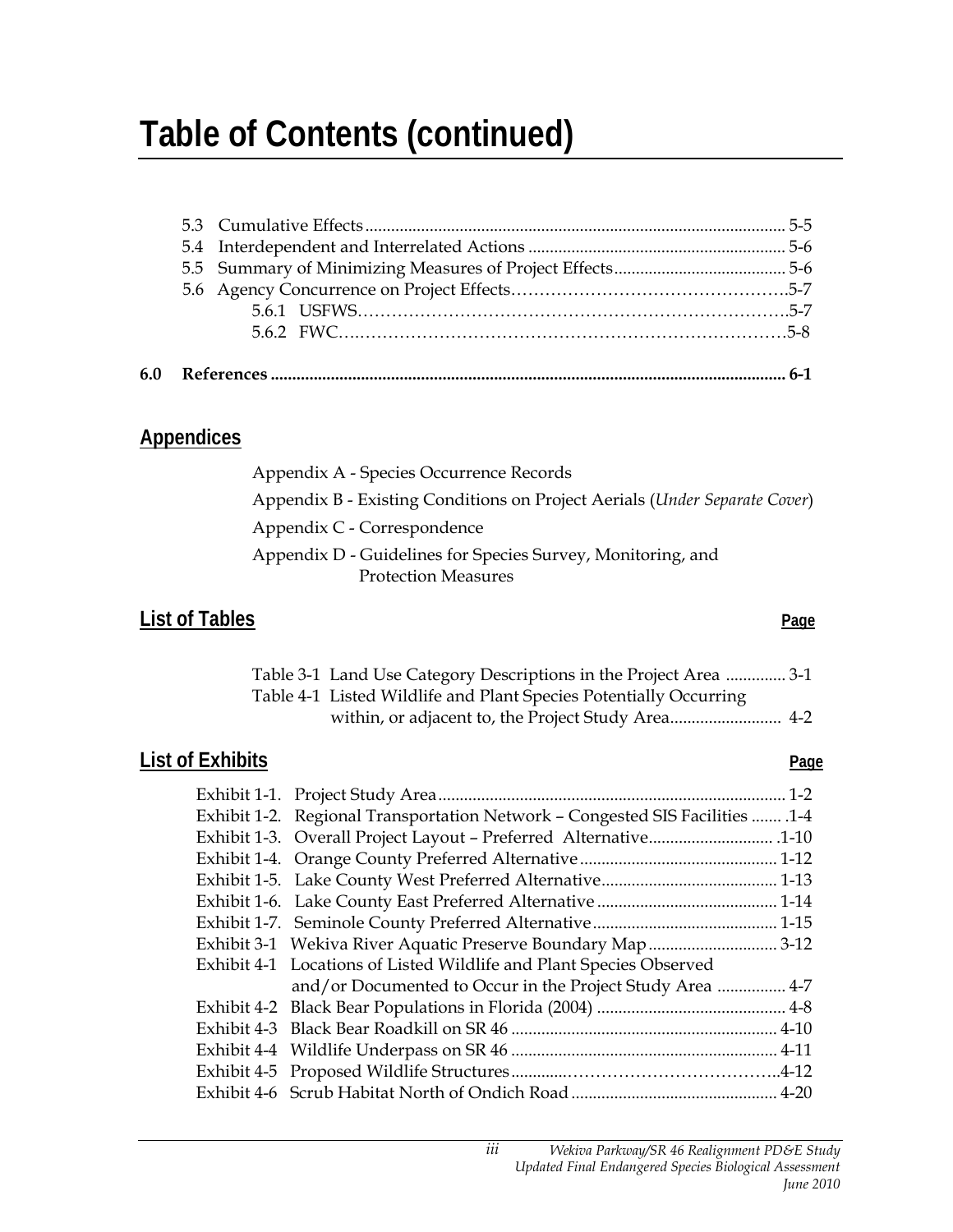# Table of Contents (continued)

5.3 Cumulative Effects ............................................................................................ 5-5
5.4 Interdependent and Interrelated Actions ........................................................... 5-6
5.5 Summary of Minimizing Measures of Project Effects........................................ 5-6
5.6 Agency Concurrence on Project Effects……………………………………….5-7
  5.6.1 USFWS……………………………………………………………….5-7
  5.6.2 FWC………………………………………………………………….5-8

**6.0 References ........................................................................................................... 6-1**

## Appendices

Appendix A - Species Occurrence Records

Appendix B - Existing Conditions on Project Aerials (*Under Separate Cover*)

Appendix C - Correspondence

Appendix D - Guidelines for Species Survey, Monitoring, and Protection Measures

## List of Tables

**Page**

Table 3-1 Land Use Category Descriptions in the Project Area .............. 3-1
Table 4-1 Listed Wildlife and Plant Species Potentially Occurring within, or adjacent to, the Project Study Area.......................... 4-2

## List of Exhibits

**Page**

Exhibit 1-1. Project Study Area................................................................... 1-2
Exhibit 1-2. Regional Transportation Network – Congested SIS Facilities ....... .1-4
Exhibit 1-3. Overall Project Layout – Preferred Alternative............................ .1-10
Exhibit 1-4. Orange County Preferred Alternative............................................. 1-12
Exhibit 1-5. Lake County West Preferred Alternative......................................... 1-13
Exhibit 1-6. Lake County East Preferred Alternative .......................................... 1-14
Exhibit 1-7. Seminole County Preferred Alternative........................................... 1-15
Exhibit 3-1 Wekiva River Aquatic Preserve Boundary Map............................. 3-12
Exhibit 4-1 Locations of Listed Wildlife and Plant Species Observed and/or Documented to Occur in the Project Study Area ................ 4-7
Exhibit 4-2 Black Bear Populations in Florida (2004) ........................................... 4-8
Exhibit 4-3 Black Bear Roadkill on SR 46 ............................................................. 4-10
Exhibit 4-4 Wildlife Underpass on SR 46 ............................................................. 4-11
Exhibit 4-5 Proposed Wildlife Structures............………………………………..4-12
Exhibit 4-6 Scrub Habitat North of Ondich Road ............................................... 4-20